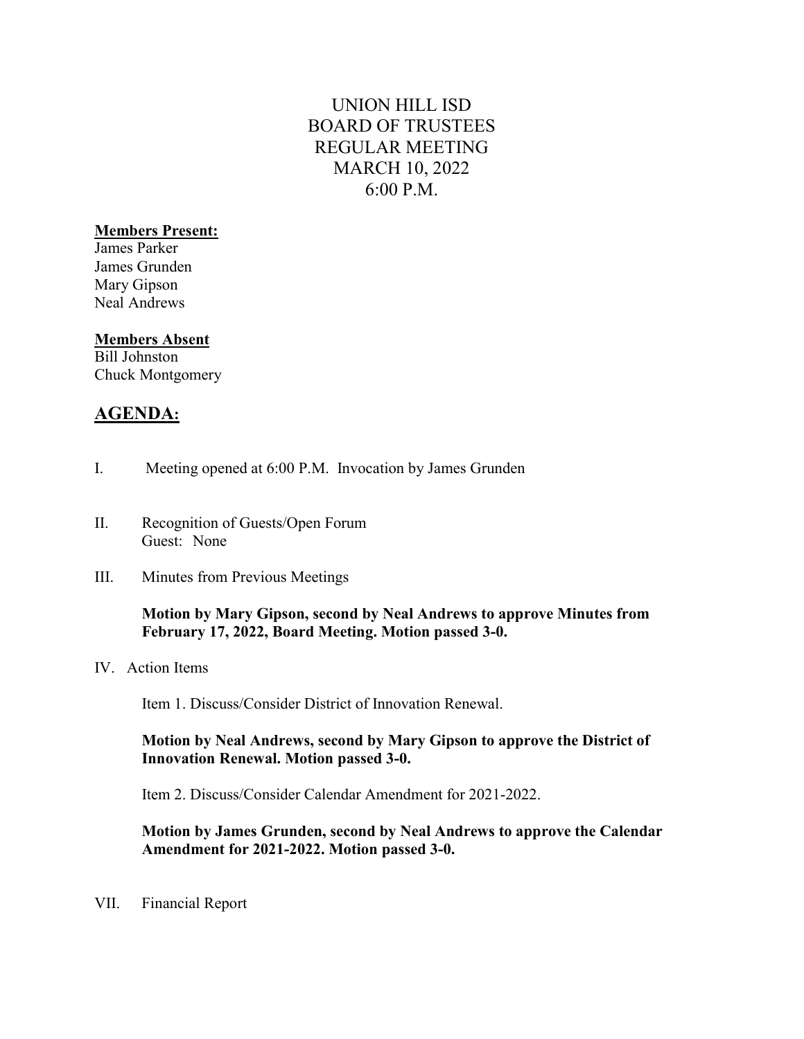# UNION HILL ISD
# BOARD OF TRUSTEES
# REGULAR MEETING
# MARCH 10, 2022
# 6:00 P.M.

**Members Present:**
James Parker
James Grunden
Mary Gipson
Neal Andrews

**Members Absent**
Bill Johnston
Chuck Montgomery

## AGENDA:

I. Meeting opened at 6:00 P.M. Invocation by James Grunden

II. Recognition of Guests/Open Forum
Guest: None

III. Minutes from Previous Meetings

**Motion by Mary Gipson, second by Neal Andrews to approve Minutes from February 17, 2022, Board Meeting. Motion passed 3-0.**

IV. Action Items

Item 1. Discuss/Consider District of Innovation Renewal.

**Motion by Neal Andrews, second by Mary Gipson to approve the District of Innovation Renewal. Motion passed 3-0.**

Item 2. Discuss/Consider Calendar Amendment for 2021-2022.

**Motion by James Grunden, second by Neal Andrews to approve the Calendar Amendment for 2021-2022. Motion passed 3-0.**

VII. Financial Report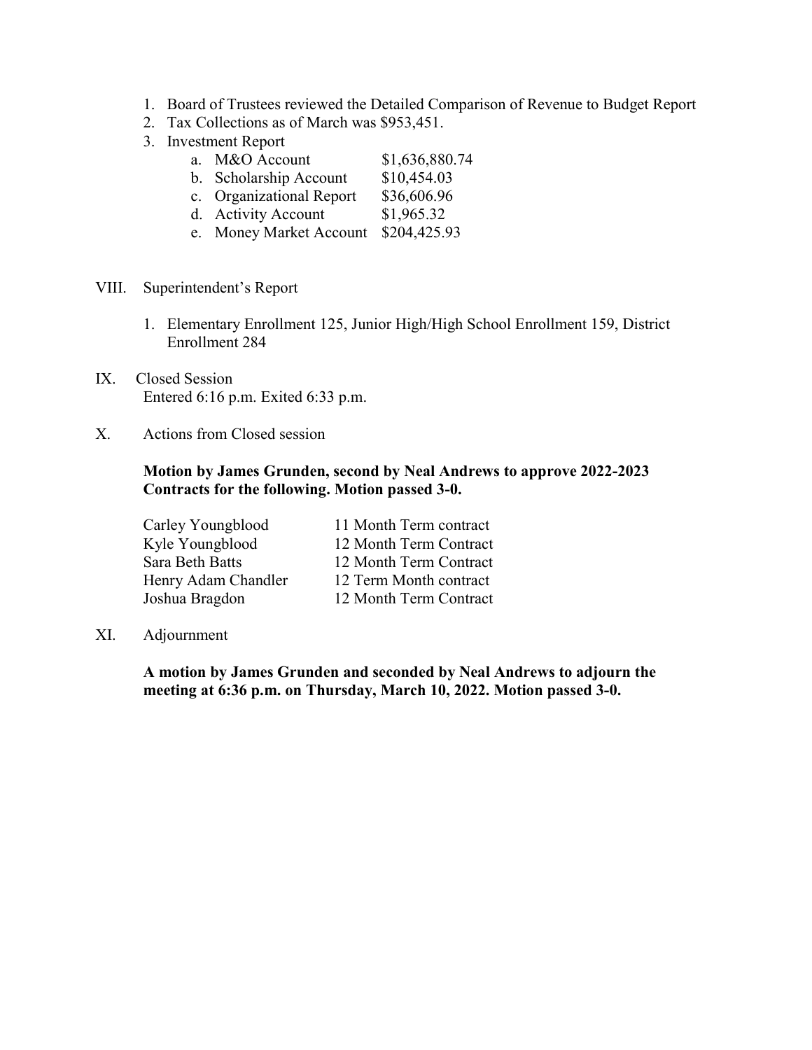1. Board of Trustees reviewed the Detailed Comparison of Revenue to Budget Report
2. Tax Collections as of March was $953,451.
3. Investment Report
   a. M&O Account $1,636,880.74
   b. Scholarship Account $10,454.03
   c. Organizational Report $36,606.96
   d. Activity Account $1,965.32
   e. Money Market Account $204,425.93

VIII. Superintendent's Report

1. Elementary Enrollment 125, Junior High/High School Enrollment 159, District Enrollment 284

IX. Closed Session
Entered 6:16 p.m. Exited 6:33 p.m.

X. Actions from Closed session

**Motion by James Grunden, second by Neal Andrews to approve 2022-2023 Contracts for the following. Motion passed 3-0.**

| | |
|---|---|
| Carley Youngblood | 11 Month Term contract |
| Kyle Youngblood | 12 Month Term Contract |
| Sara Beth Batts | 12 Month Term Contract |
| Henry Adam Chandler | 12 Term Month contract |
| Joshua Bragdon | 12 Month Term Contract |

XI. Adjournment

**A motion by James Grunden and seconded by Neal Andrews to adjourn the meeting at 6:36 p.m. on Thursday, March 10, 2022. Motion passed 3-0.**